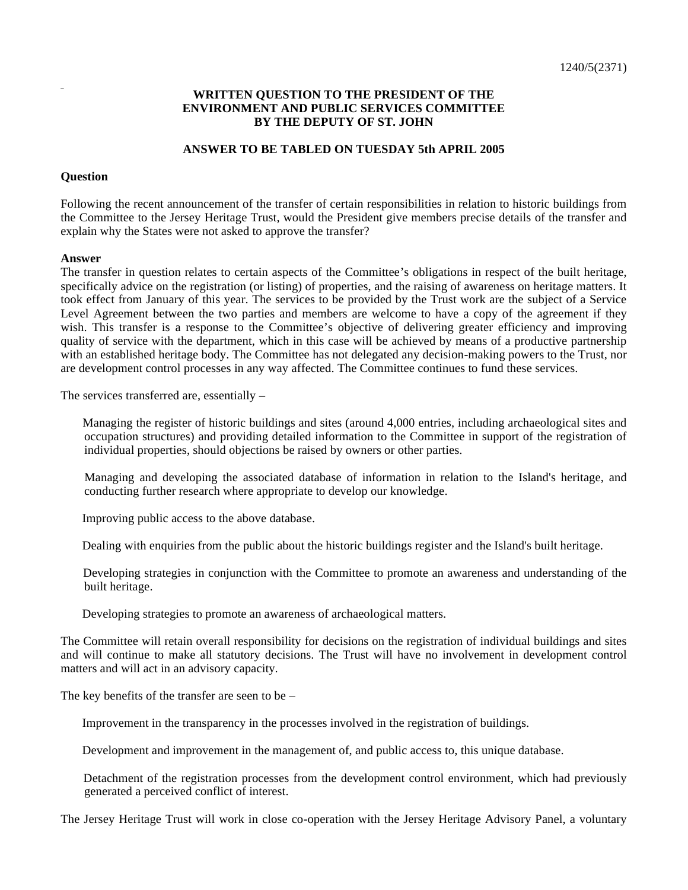1240/5(2371)

**WRITTEN QUESTION TO THE PRESIDENT OF THE ENVIRONMENT AND PUBLIC SERVICES COMMITTEE BY THE DEPUTY OF ST. JOHN**

**ANSWER TO BE TABLED ON TUESDAY 5th APRIL 2005**

**Question**

Following the recent announcement of the transfer of certain responsibilities in relation to historic buildings from the Committee to the Jersey Heritage Trust, would the President give members precise details of the transfer and explain why the States were not asked to approve the transfer?

**Answer**

The transfer in question relates to certain aspects of the Committee's obligations in respect of the built heritage, specifically advice on the registration (or listing) of properties, and the raising of awareness on heritage matters. It took effect from January of this year. The services to be provided by the Trust work are the subject of a Service Level Agreement between the two parties and members are welcome to have a copy of the agreement if they wish. This transfer is a response to the Committee's objective of delivering greater efficiency and improving quality of service with the department, which in this case will be achieved by means of a productive partnership with an established heritage body. The Committee has not delegated any decision-making powers to the Trust, nor are development control processes in any way affected. The Committee continues to fund these services.

The services transferred are, essentially –

Managing the register of historic buildings and sites (around 4,000 entries, including archaeological sites and occupation structures) and providing detailed information to the Committee in support of the registration of individual properties, should objections be raised by owners or other parties.

Managing and developing the associated database of information in relation to the Island's heritage, and conducting further research where appropriate to develop our knowledge.

Improving public access to the above database.

Dealing with enquiries from the public about the historic buildings register and the Island's built heritage.

Developing strategies in conjunction with the Committee to promote an awareness and understanding of the built heritage.

Developing strategies to promote an awareness of archaeological matters.

The Committee will retain overall responsibility for decisions on the registration of individual buildings and sites and will continue to make all statutory decisions. The Trust will have no involvement in development control matters and will act in an advisory capacity.

The key benefits of the transfer are seen to be –

Improvement in the transparency in the processes involved in the registration of buildings.

Development and improvement in the management of, and public access to, this unique database.

Detachment of the registration processes from the development control environment, which had previously generated a perceived conflict of interest.

The Jersey Heritage Trust will work in close co-operation with the Jersey Heritage Advisory Panel, a voluntary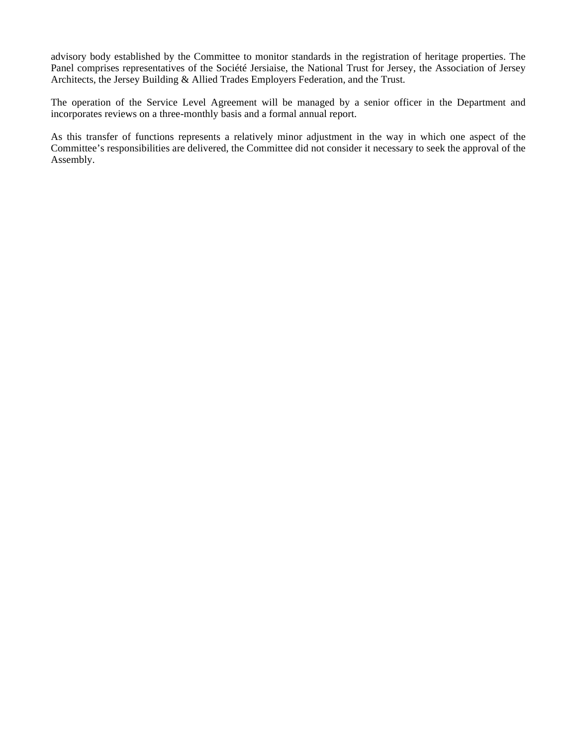advisory body established by the Committee to monitor standards in the registration of heritage properties. The Panel comprises representatives of the Société Jersiaise, the National Trust for Jersey, the Association of Jersey Architects, the Jersey Building & Allied Trades Employers Federation, and the Trust.

The operation of the Service Level Agreement will be managed by a senior officer in the Department and incorporates reviews on a three-monthly basis and a formal annual report.

As this transfer of functions represents a relatively minor adjustment in the way in which one aspect of the Committee's responsibilities are delivered, the Committee did not consider it necessary to seek the approval of the Assembly.